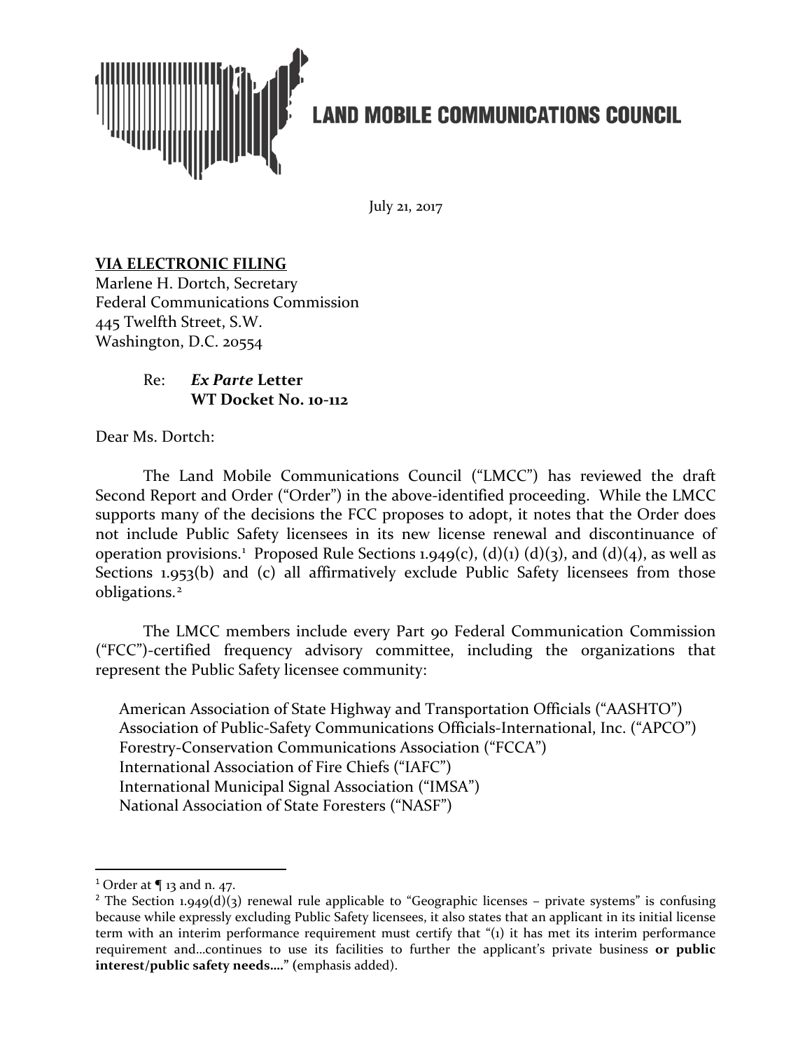**LAND MOBILE COMMUNICATIONS COUNCIL**

July 21, 2017

**VIA ELECTRONIC FILING**
Marlene H. Dortch, Secretary
Federal Communications Commission
445 Twelfth Street, S.W.
Washington, D.C. 20554

Re: ***Ex Parte* Letter**
**WT Docket No. 10-112**

Dear Ms. Dortch:

The Land Mobile Communications Council ("LMCC") has reviewed the draft Second Report and Order ("Order") in the above-identified proceeding. While the LMCC supports many of the decisions the FCC proposes to adopt, it notes that the Order does not include Public Safety licensees in its new license renewal and discontinuance of operation provisions.[1] Proposed Rule Sections 1.949(c), (d)(1) (d)(3), and (d)(4), as well as Sections 1.953(b) and (c) all affirmatively exclude Public Safety licensees from those obligations.[2]

The LMCC members include every Part 90 Federal Communication Commission ("FCC")-certified frequency advisory committee, including the organizations that represent the Public Safety licensee community:

American Association of State Highway and Transportation Officials ("AASHTO")
Association of Public-Safety Communications Officials-International, Inc. ("APCO")
Forestry-Conservation Communications Association ("FCCA")
International Association of Fire Chiefs ("IAFC")
International Municipal Signal Association ("IMSA")
National Association of State Foresters ("NASF")

---

[1] Order at ¶ 13 and n. 47.

[2] The Section 1.949(d)(3) renewal rule applicable to "Geographic licenses – private systems" is confusing because while expressly excluding Public Safety licensees, it also states that an applicant in its initial license term with an interim performance requirement must certify that "(1) it has met its interim performance requirement and…continues to use its facilities to further the applicant's private business **or public interest/public safety needs…."** (emphasis added).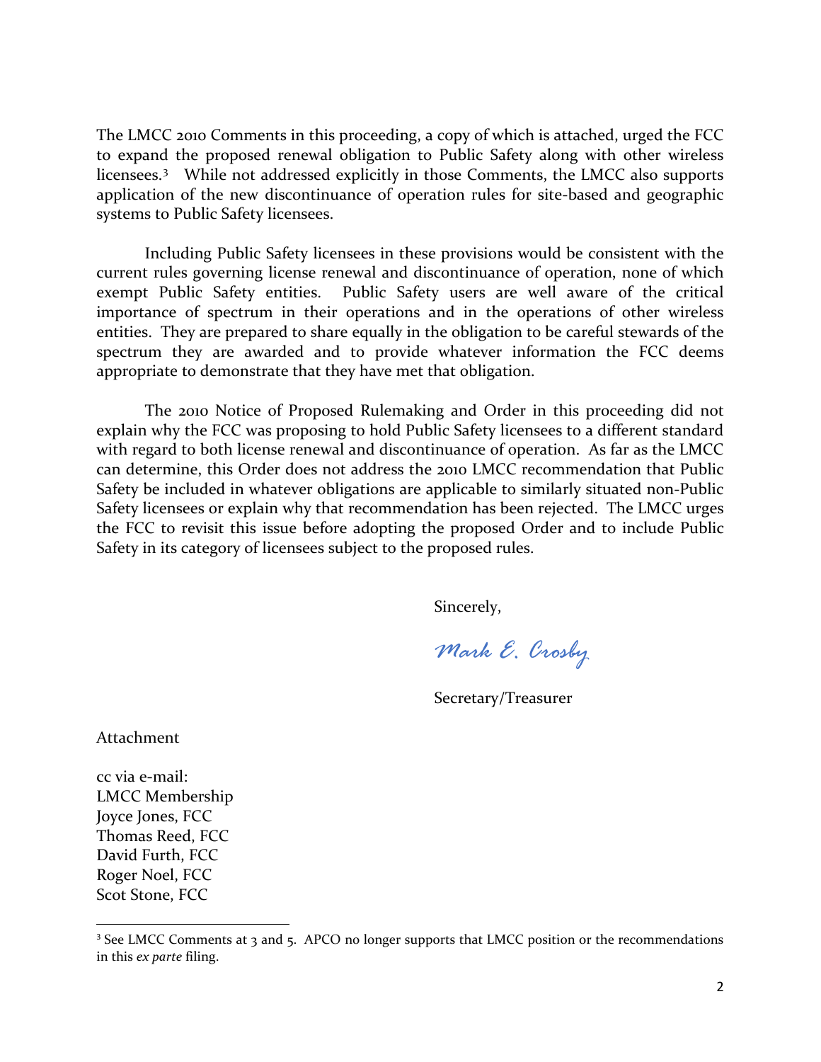The LMCC 2010 Comments in this proceeding, a copy of which is attached, urged the FCC to expand the proposed renewal obligation to Public Safety along with other wireless licensees.[3] While not addressed explicitly in those Comments, the LMCC also supports application of the new discontinuance of operation rules for site-based and geographic systems to Public Safety licensees.

Including Public Safety licensees in these provisions would be consistent with the current rules governing license renewal and discontinuance of operation, none of which exempt Public Safety entities. Public Safety users are well aware of the critical importance of spectrum in their operations and in the operations of other wireless entities. They are prepared to share equally in the obligation to be careful stewards of the spectrum they are awarded and to provide whatever information the FCC deems appropriate to demonstrate that they have met that obligation.

The 2010 Notice of Proposed Rulemaking and Order in this proceeding did not explain why the FCC was proposing to hold Public Safety licensees to a different standard with regard to both license renewal and discontinuance of operation. As far as the LMCC can determine, this Order does not address the 2010 LMCC recommendation that Public Safety be included in whatever obligations are applicable to similarly situated non-Public Safety licensees or explain why that recommendation has been rejected. The LMCC urges the FCC to revisit this issue before adopting the proposed Order and to include Public Safety in its category of licensees subject to the proposed rules.

Sincerely,

*Mark E. Crosby*

Secretary/Treasurer

Attachment

cc via e-mail:
LMCC Membership
Joyce Jones, FCC
Thomas Reed, FCC
David Furth, FCC
Roger Noel, FCC
Scot Stone, FCC

---

[3] See LMCC Comments at 3 and 5. APCO no longer supports that LMCC position or the recommendations in this *ex parte* filing.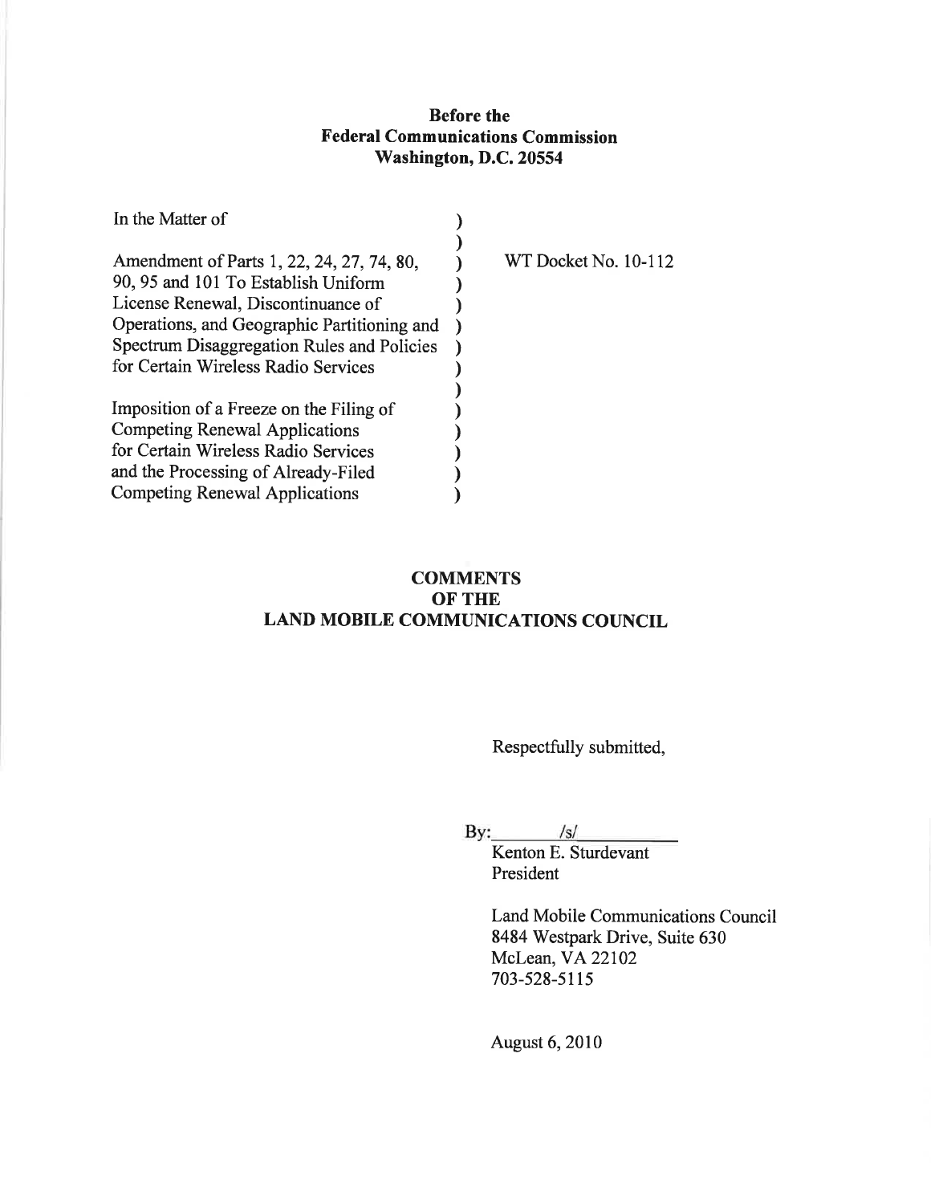**Before the**
**Federal Communications Commission**
**Washington, D.C. 20554**

| | | |
|---|---|---|
| In the Matter of | ) | |
| | ) | |
| Amendment of Parts 1, 22, 24, 27, 74, 80, 90, 95 and 101 To Establish Uniform License Renewal, Discontinuance of Operations, and Geographic Partitioning and Spectrum Disaggregation Rules and Policies for Certain Wireless Radio Services | ) | WT Docket No. 10-112 |
| | ) | |
| Imposition of a Freeze on the Filing of Competing Renewal Applications for Certain Wireless Radio Services and the Processing of Already-Filed Competing Renewal Applications | ) | |

**COMMENTS**
**OF THE**
**LAND MOBILE COMMUNICATIONS COUNCIL**

Respectfully submitted,

By: /s/

Kenton E. Sturdevant
President

Land Mobile Communications Council
8484 Westpark Drive, Suite 630
McLean, VA 22102
703-528-5115

August 6, 2010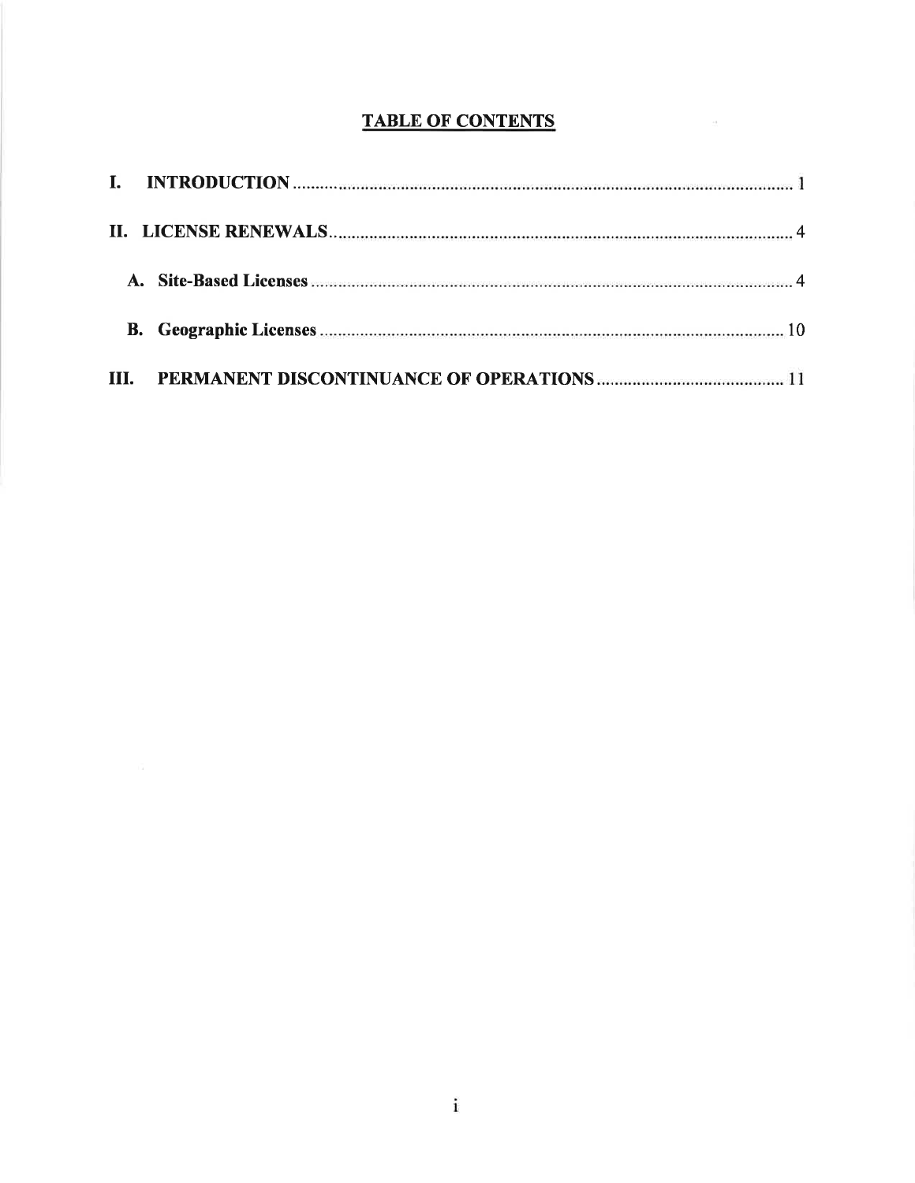## TABLE OF CONTENTS

I. **INTRODUCTION** .......... 1

II. **LICENSE RENEWALS** .......... 4

- A. **Site-Based Licenses** .......... 4
- B. **Geographic Licenses** .......... 10

III. **PERMANENT DISCONTINUANCE OF OPERATIONS** .......... 11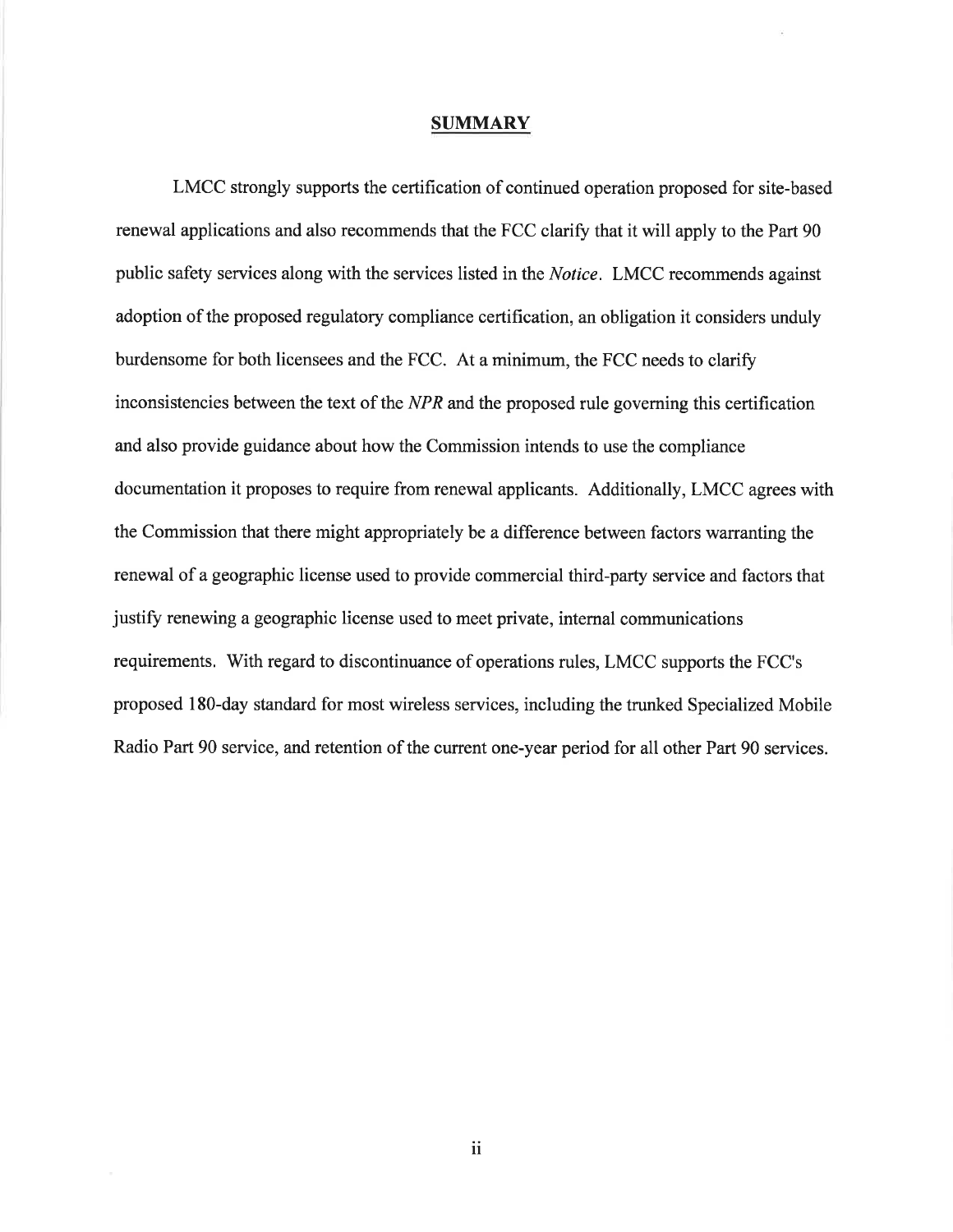## SUMMARY

LMCC strongly supports the certification of continued operation proposed for site-based renewal applications and also recommends that the FCC clarify that it will apply to the Part 90 public safety services along with the services listed in the *Notice*. LMCC recommends against adoption of the proposed regulatory compliance certification, an obligation it considers unduly burdensome for both licensees and the FCC. At a minimum, the FCC needs to clarify inconsistencies between the text of the *NPR* and the proposed rule governing this certification and also provide guidance about how the Commission intends to use the compliance documentation it proposes to require from renewal applicants. Additionally, LMCC agrees with the Commission that there might appropriately be a difference between factors warranting the renewal of a geographic license used to provide commercial third-party service and factors that justify renewing a geographic license used to meet private, internal communications requirements. With regard to discontinuance of operations rules, LMCC supports the FCC's proposed 180-day standard for most wireless services, including the trunked Specialized Mobile Radio Part 90 service, and retention of the current one-year period for all other Part 90 services.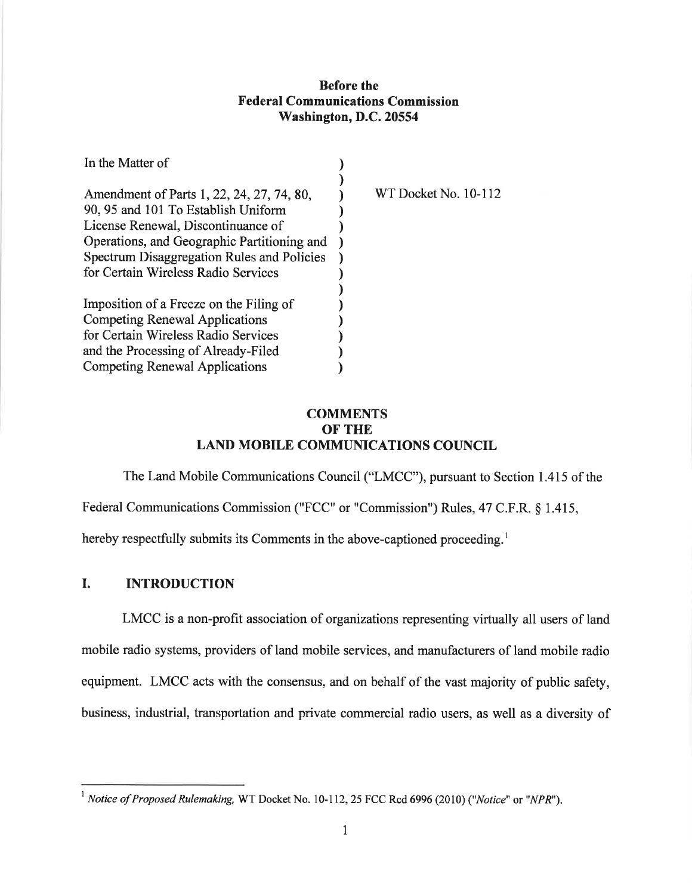**Before the**
**Federal Communications Commission**
**Washington, D.C. 20554**

| | | |
|---|---|---|
| In the Matter of | ) | |
| | ) | |
| Amendment of Parts 1, 22, 24, 27, 74, 80, 90, 95 and 101 To Establish Uniform License Renewal, Discontinuance of Operations, and Geographic Partitioning and Spectrum Disaggregation Rules and Policies for Certain Wireless Radio Services | ) | WT Docket No. 10-112 |
| | ) | |
| Imposition of a Freeze on the Filing of Competing Renewal Applications for Certain Wireless Radio Services and the Processing of Already-Filed Competing Renewal Applications | ) | |

**COMMENTS**
**OF THE**
**LAND MOBILE COMMUNICATIONS COUNCIL**

The Land Mobile Communications Council ("LMCC"), pursuant to Section 1.415 of the Federal Communications Commission ("FCC" or "Commission") Rules, 47 C.F.R. § 1.415, hereby respectfully submits its Comments in the above-captioned proceeding.[1]

## I. INTRODUCTION

LMCC is a non-profit association of organizations representing virtually all users of land mobile radio systems, providers of land mobile services, and manufacturers of land mobile radio equipment. LMCC acts with the consensus, and on behalf of the vast majority of public safety, business, industrial, transportation and private commercial radio users, as well as a diversity of

[1] *Notice of Proposed Rulemaking,* WT Docket No. 10-112, 25 FCC Rcd 6996 (2010) ("*Notice*" or "*NPR*").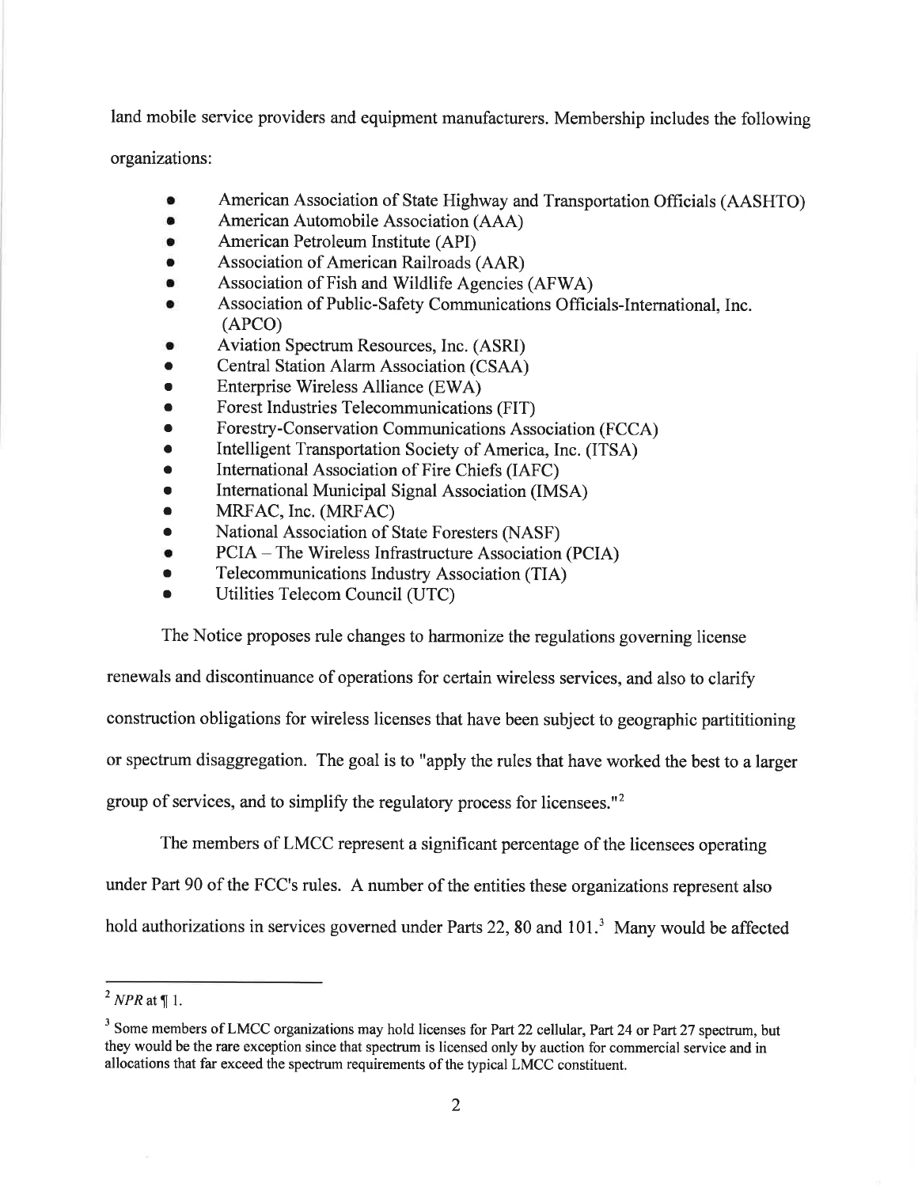land mobile service providers and equipment manufacturers. Membership includes the following organizations:

- American Association of State Highway and Transportation Officials (AASHTO)
- American Automobile Association (AAA)
- American Petroleum Institute (API)
- Association of American Railroads (AAR)
- Association of Fish and Wildlife Agencies (AFWA)
- Association of Public-Safety Communications Officials-International, Inc. (APCO)
- Aviation Spectrum Resources, Inc. (ASRI)
- Central Station Alarm Association (CSAA)
- Enterprise Wireless Alliance (EWA)
- Forest Industries Telecommunications (FIT)
- Forestry-Conservation Communications Association (FCCA)
- Intelligent Transportation Society of America, Inc. (ITSA)
- International Association of Fire Chiefs (IAFC)
- International Municipal Signal Association (IMSA)
- MRFAC, Inc. (MRFAC)
- National Association of State Foresters (NASF)
- PCIA – The Wireless Infrastructure Association (PCIA)
- Telecommunications Industry Association (TIA)
- Utilities Telecom Council (UTC)

The Notice proposes rule changes to harmonize the regulations governing license renewals and discontinuance of operations for certain wireless services, and also to clarify construction obligations for wireless licenses that have been subject to geographic partititioning or spectrum disaggregation. The goal is to "apply the rules that have worked the best to a larger group of services, and to simplify the regulatory process for licensees."[2]

The members of LMCC represent a significant percentage of the licensees operating under Part 90 of the FCC's rules. A number of the entities these organizations represent also hold authorizations in services governed under Parts 22, 80 and 101.[3] Many would be affected

---

[2] *NPR* at ¶ 1.

[3] Some members of LMCC organizations may hold licenses for Part 22 cellular, Part 24 or Part 27 spectrum, but they would be the rare exception since that spectrum is licensed only by auction for commercial service and in allocations that far exceed the spectrum requirements of the typical LMCC constituent.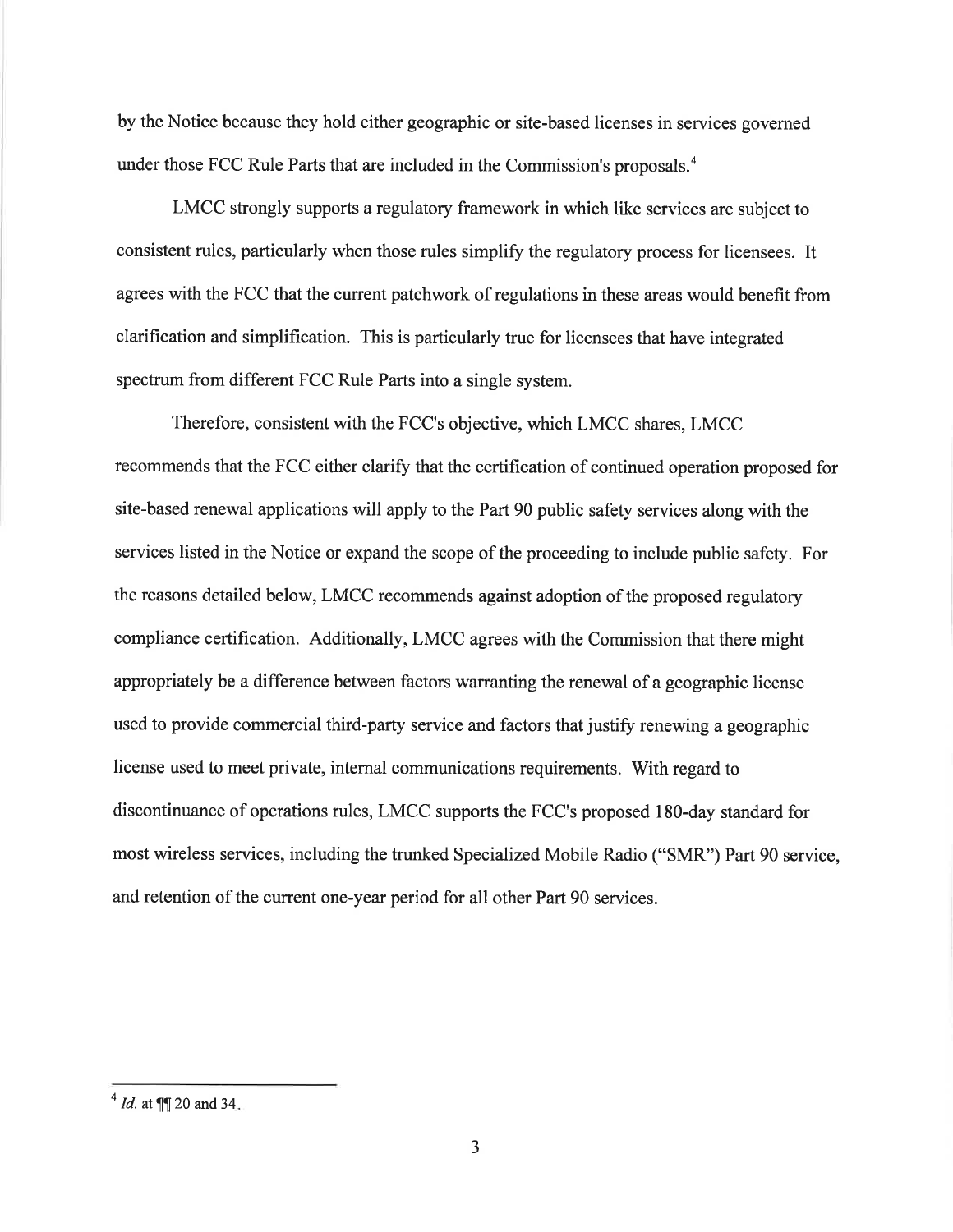by the Notice because they hold either geographic or site-based licenses in services governed under those FCC Rule Parts that are included in the Commission's proposals.[4]

LMCC strongly supports a regulatory framework in which like services are subject to consistent rules, particularly when those rules simplify the regulatory process for licensees. It agrees with the FCC that the current patchwork of regulations in these areas would benefit from clarification and simplification. This is particularly true for licensees that have integrated spectrum from different FCC Rule Parts into a single system.

Therefore, consistent with the FCC's objective, which LMCC shares, LMCC recommends that the FCC either clarify that the certification of continued operation proposed for site-based renewal applications will apply to the Part 90 public safety services along with the services listed in the Notice or expand the scope of the proceeding to include public safety. For the reasons detailed below, LMCC recommends against adoption of the proposed regulatory compliance certification. Additionally, LMCC agrees with the Commission that there might appropriately be a difference between factors warranting the renewal of a geographic license used to provide commercial third-party service and factors that justify renewing a geographic license used to meet private, internal communications requirements. With regard to discontinuance of operations rules, LMCC supports the FCC's proposed 180-day standard for most wireless services, including the trunked Specialized Mobile Radio ("SMR") Part 90 service, and retention of the current one-year period for all other Part 90 services.

---

[4] *Id.* at ¶¶ 20 and 34.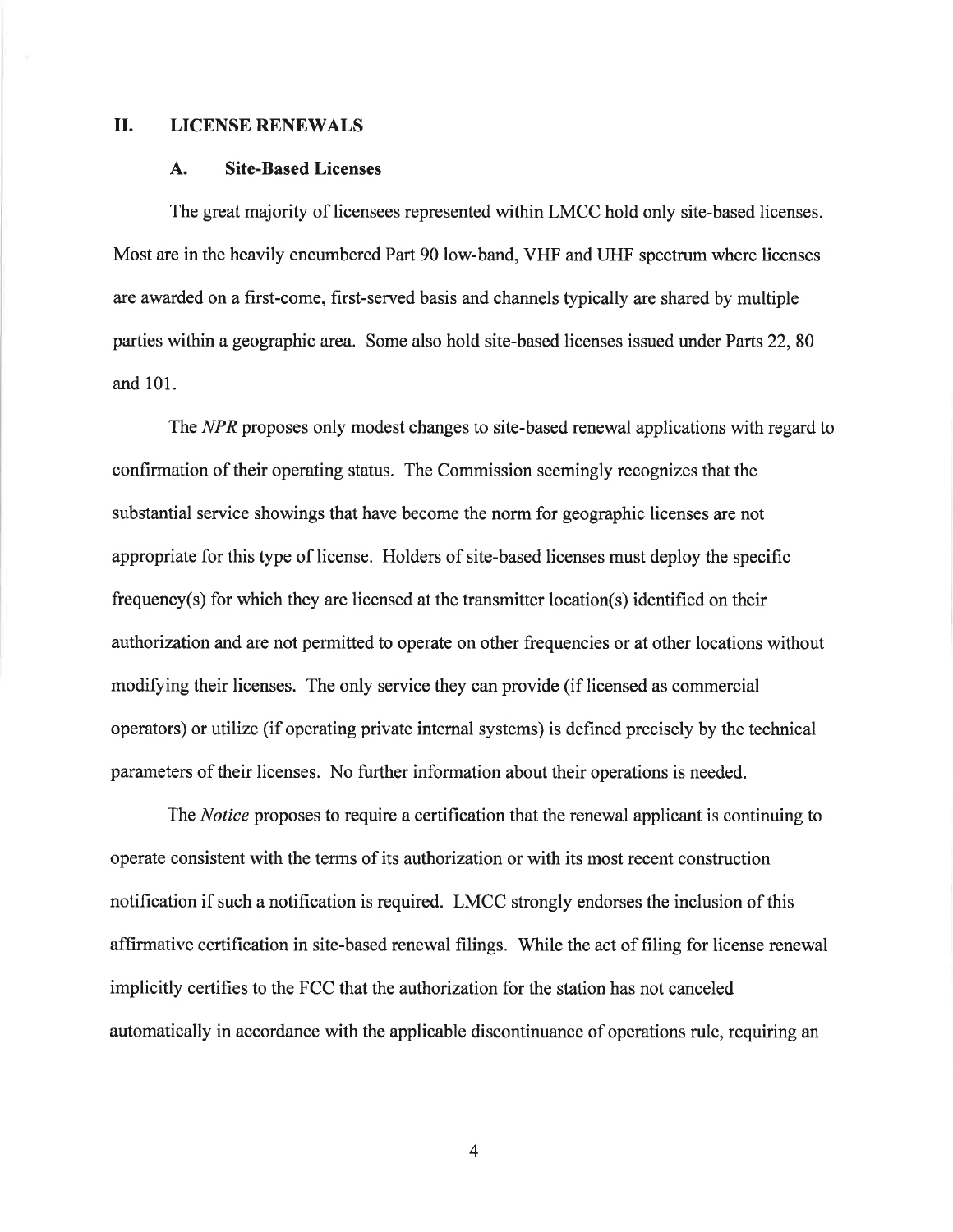## II. LICENSE RENEWALS

### A. Site-Based Licenses

The great majority of licensees represented within LMCC hold only site-based licenses. Most are in the heavily encumbered Part 90 low-band, VHF and UHF spectrum where licenses are awarded on a first-come, first-served basis and channels typically are shared by multiple parties within a geographic area. Some also hold site-based licenses issued under Parts 22, 80 and 101.

The *NPR* proposes only modest changes to site-based renewal applications with regard to confirmation of their operating status. The Commission seemingly recognizes that the substantial service showings that have become the norm for geographic licenses are not appropriate for this type of license. Holders of site-based licenses must deploy the specific frequency(s) for which they are licensed at the transmitter location(s) identified on their authorization and are not permitted to operate on other frequencies or at other locations without modifying their licenses. The only service they can provide (if licensed as commercial operators) or utilize (if operating private internal systems) is defined precisely by the technical parameters of their licenses. No further information about their operations is needed.

The *Notice* proposes to require a certification that the renewal applicant is continuing to operate consistent with the terms of its authorization or with its most recent construction notification if such a notification is required. LMCC strongly endorses the inclusion of this affirmative certification in site-based renewal filings. While the act of filing for license renewal implicitly certifies to the FCC that the authorization for the station has not canceled automatically in accordance with the applicable discontinuance of operations rule, requiring an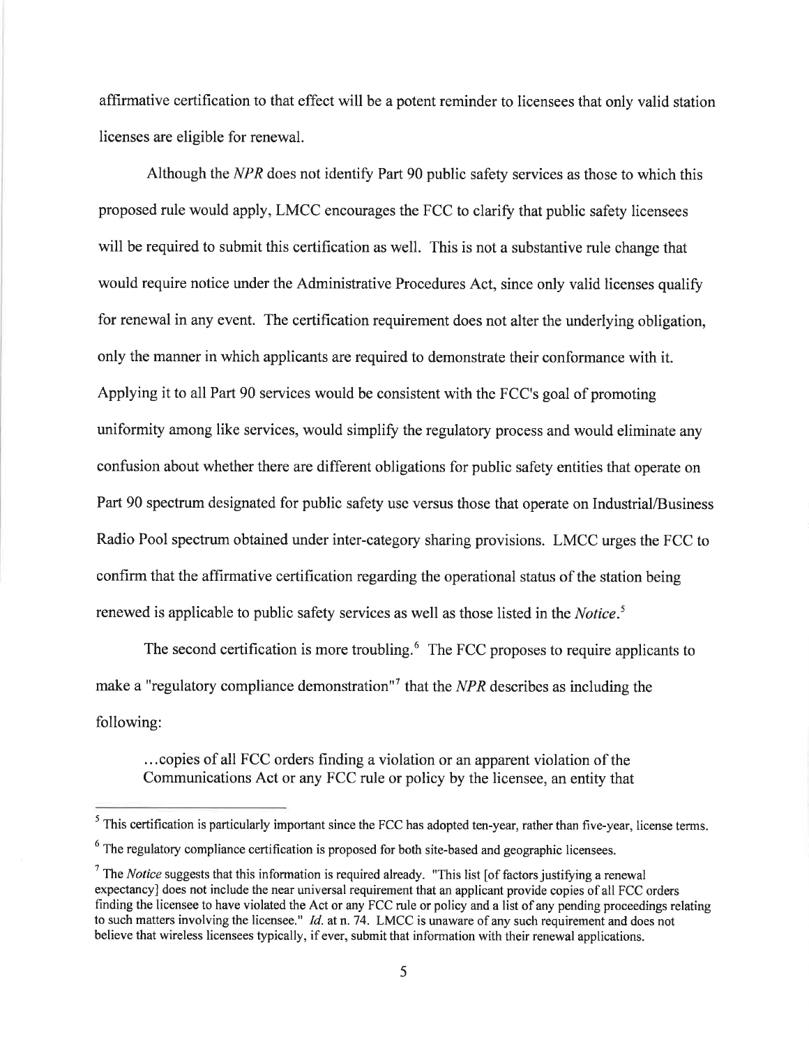affirmative certification to that effect will be a potent reminder to licensees that only valid station licenses are eligible for renewal.

Although the *NPR* does not identify Part 90 public safety services as those to which this proposed rule would apply, LMCC encourages the FCC to clarify that public safety licensees will be required to submit this certification as well. This is not a substantive rule change that would require notice under the Administrative Procedures Act, since only valid licenses qualify for renewal in any event. The certification requirement does not alter the underlying obligation, only the manner in which applicants are required to demonstrate their conformance with it. Applying it to all Part 90 services would be consistent with the FCC's goal of promoting uniformity among like services, would simplify the regulatory process and would eliminate any confusion about whether there are different obligations for public safety entities that operate on Part 90 spectrum designated for public safety use versus those that operate on Industrial/Business Radio Pool spectrum obtained under inter-category sharing provisions. LMCC urges the FCC to confirm that the affirmative certification regarding the operational status of the station being renewed is applicable to public safety services as well as those listed in the *Notice*.[5]

The second certification is more troubling.[6] The FCC proposes to require applicants to make a "regulatory compliance demonstration"[7] that the *NPR* describes as including the following:

> ...copies of all FCC orders finding a violation or an apparent violation of the Communications Act or any FCC rule or policy by the licensee, an entity that

---

[5] This certification is particularly important since the FCC has adopted ten-year, rather than five-year, license terms.

[6] The regulatory compliance certification is proposed for both site-based and geographic licensees.

[7] The *Notice* suggests that this information is required already. "This list [of factors justifying a renewal expectancy] does not include the near universal requirement that an applicant provide copies of all FCC orders finding the licensee to have violated the Act or any FCC rule or policy and a list of any pending proceedings relating to such matters involving the licensee." *Id.* at n. 74. LMCC is unaware of any such requirement and does not believe that wireless licensees typically, if ever, submit that information with their renewal applications.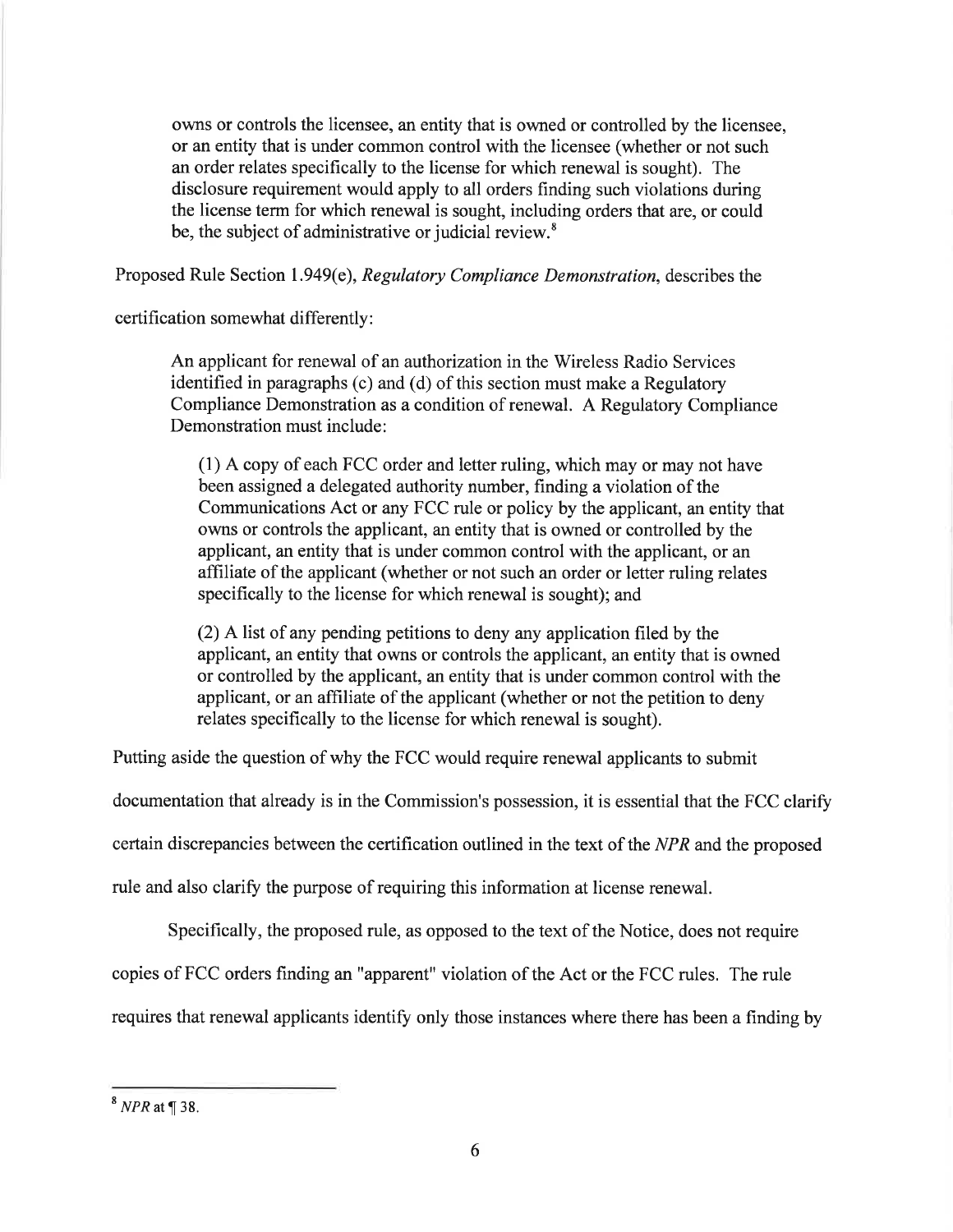owns or controls the licensee, an entity that is owned or controlled by the licensee, or an entity that is under common control with the licensee (whether or not such an order relates specifically to the license for which renewal is sought). The disclosure requirement would apply to all orders finding such violations during the license term for which renewal is sought, including orders that are, or could be, the subject of administrative or judicial review.[8]

Proposed Rule Section 1.949(e), *Regulatory Compliance Demonstration*, describes the certification somewhat differently:

> An applicant for renewal of an authorization in the Wireless Radio Services identified in paragraphs (c) and (d) of this section must make a Regulatory Compliance Demonstration as a condition of renewal. A Regulatory Compliance Demonstration must include:
>
> (1) A copy of each FCC order and letter ruling, which may or may not have been assigned a delegated authority number, finding a violation of the Communications Act or any FCC rule or policy by the applicant, an entity that owns or controls the applicant, an entity that is owned or controlled by the applicant, an entity that is under common control with the applicant, or an affiliate of the applicant (whether or not such an order or letter ruling relates specifically to the license for which renewal is sought); and
>
> (2) A list of any pending petitions to deny any application filed by the applicant, an entity that owns or controls the applicant, an entity that is owned or controlled by the applicant, an entity that is under common control with the applicant, or an affiliate of the applicant (whether or not the petition to deny relates specifically to the license for which renewal is sought).

Putting aside the question of why the FCC would require renewal applicants to submit documentation that already is in the Commission's possession, it is essential that the FCC clarify certain discrepancies between the certification outlined in the text of the *NPR* and the proposed rule and also clarify the purpose of requiring this information at license renewal.

Specifically, the proposed rule, as opposed to the text of the Notice, does not require copies of FCC orders finding an "apparent" violation of the Act or the FCC rules. The rule requires that renewal applicants identify only those instances where there has been a finding by

[8] *NPR* at ¶ 38.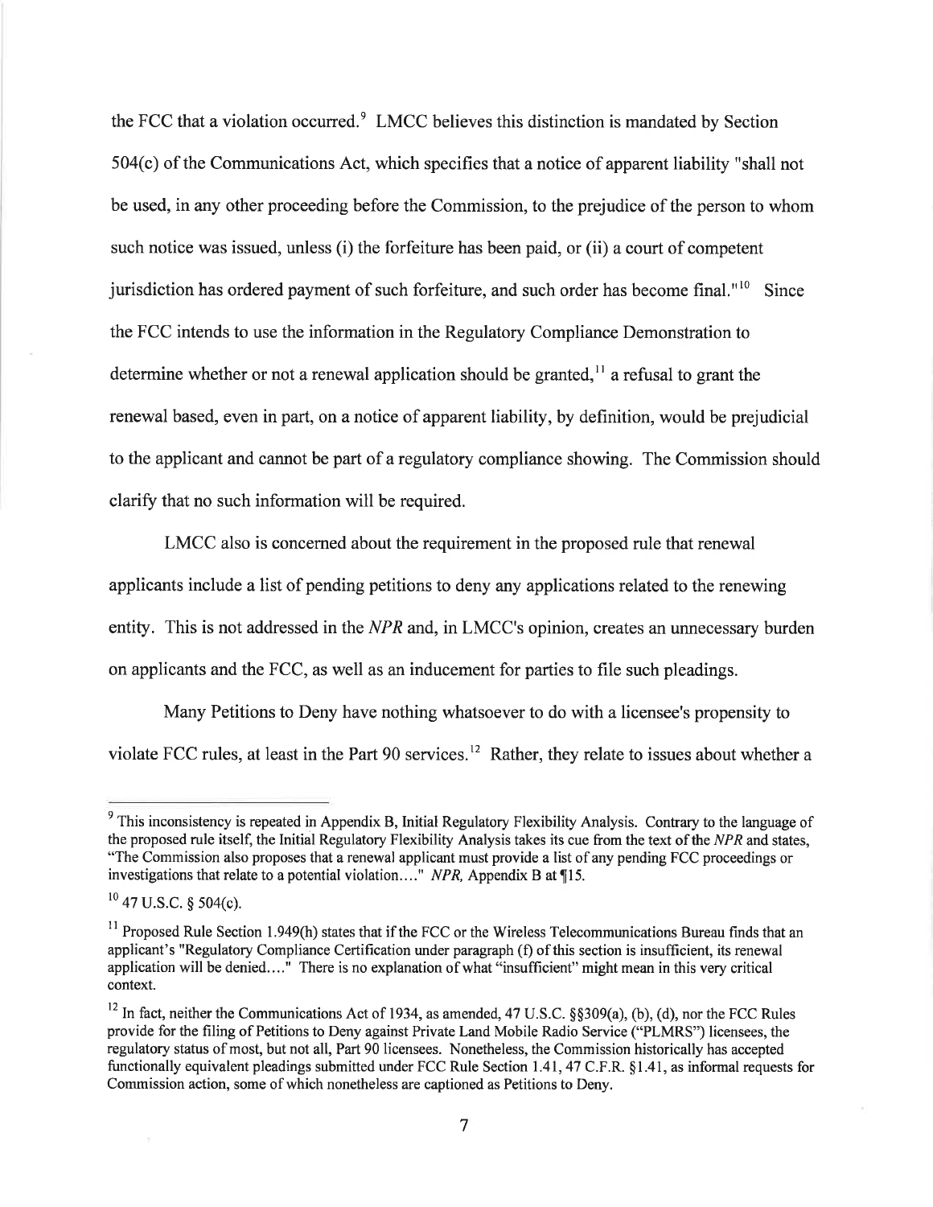the FCC that a violation occurred.[9] LMCC believes this distinction is mandated by Section 504(c) of the Communications Act, which specifies that a notice of apparent liability "shall not be used, in any other proceeding before the Commission, to the prejudice of the person to whom such notice was issued, unless (i) the forfeiture has been paid, or (ii) a court of competent jurisdiction has ordered payment of such forfeiture, and such order has become final."[10] Since the FCC intends to use the information in the Regulatory Compliance Demonstration to determine whether or not a renewal application should be granted,[11] a refusal to grant the renewal based, even in part, on a notice of apparent liability, by definition, would be prejudicial to the applicant and cannot be part of a regulatory compliance showing. The Commission should clarify that no such information will be required.

LMCC also is concerned about the requirement in the proposed rule that renewal applicants include a list of pending petitions to deny any applications related to the renewing entity. This is not addressed in the *NPR* and, in LMCC's opinion, creates an unnecessary burden on applicants and the FCC, as well as an inducement for parties to file such pleadings.

Many Petitions to Deny have nothing whatsoever to do with a licensee's propensity to violate FCC rules, at least in the Part 90 services.[12] Rather, they relate to issues about whether a

---

[9] This inconsistency is repeated in Appendix B, Initial Regulatory Flexibility Analysis. Contrary to the language of the proposed rule itself, the Initial Regulatory Flexibility Analysis takes its cue from the text of the *NPR* and states, "The Commission also proposes that a renewal applicant must provide a list of any pending FCC proceedings or investigations that relate to a potential violation…." *NPR,* Appendix B at ¶15.

[10] 47 U.S.C. § 504(c).

[11] Proposed Rule Section 1.949(h) states that if the FCC or the Wireless Telecommunications Bureau finds that an applicant's "Regulatory Compliance Certification under paragraph (f) of this section is insufficient, its renewal application will be denied…." There is no explanation of what "insufficient" might mean in this very critical context.

[12] In fact, neither the Communications Act of 1934, as amended, 47 U.S.C. §§309(a), (b), (d), nor the FCC Rules provide for the filing of Petitions to Deny against Private Land Mobile Radio Service ("PLMRS") licensees, the regulatory status of most, but not all, Part 90 licensees. Nonetheless, the Commission historically has accepted functionally equivalent pleadings submitted under FCC Rule Section 1.41, 47 C.F.R. §1.41, as informal requests for Commission action, some of which nonetheless are captioned as Petitions to Deny.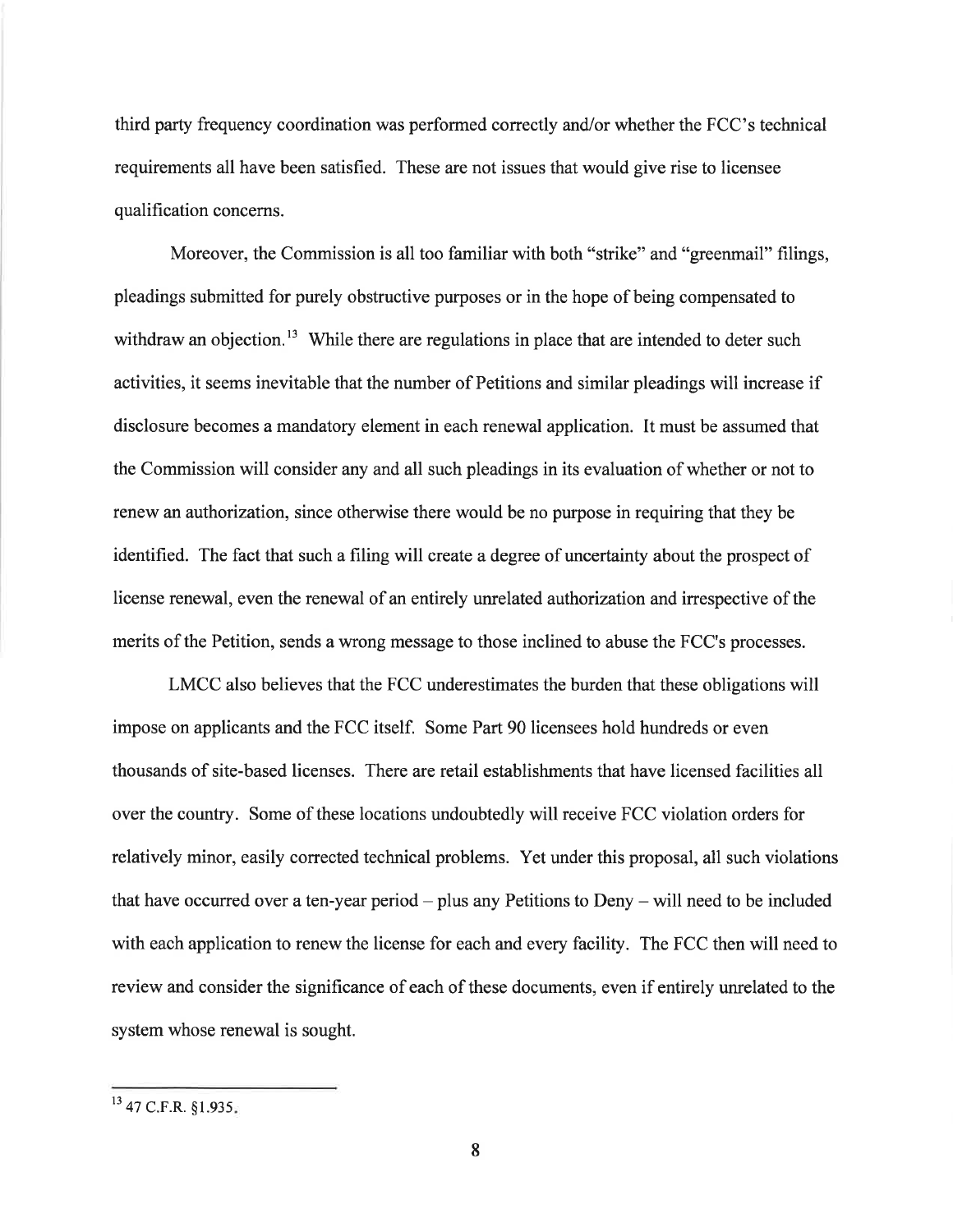third party frequency coordination was performed correctly and/or whether the FCC's technical requirements all have been satisfied. These are not issues that would give rise to licensee qualification concerns.

Moreover, the Commission is all too familiar with both "strike" and "greenmail" filings, pleadings submitted for purely obstructive purposes or in the hope of being compensated to withdraw an objection.[13] While there are regulations in place that are intended to deter such activities, it seems inevitable that the number of Petitions and similar pleadings will increase if disclosure becomes a mandatory element in each renewal application. It must be assumed that the Commission will consider any and all such pleadings in its evaluation of whether or not to renew an authorization, since otherwise there would be no purpose in requiring that they be identified. The fact that such a filing will create a degree of uncertainty about the prospect of license renewal, even the renewal of an entirely unrelated authorization and irrespective of the merits of the Petition, sends a wrong message to those inclined to abuse the FCC's processes.

LMCC also believes that the FCC underestimates the burden that these obligations will impose on applicants and the FCC itself. Some Part 90 licensees hold hundreds or even thousands of site-based licenses. There are retail establishments that have licensed facilities all over the country. Some of these locations undoubtedly will receive FCC violation orders for relatively minor, easily corrected technical problems. Yet under this proposal, all such violations that have occurred over a ten-year period – plus any Petitions to Deny – will need to be included with each application to renew the license for each and every facility. The FCC then will need to review and consider the significance of each of these documents, even if entirely unrelated to the system whose renewal is sought.

---

[13] 47 C.F.R. §1.935.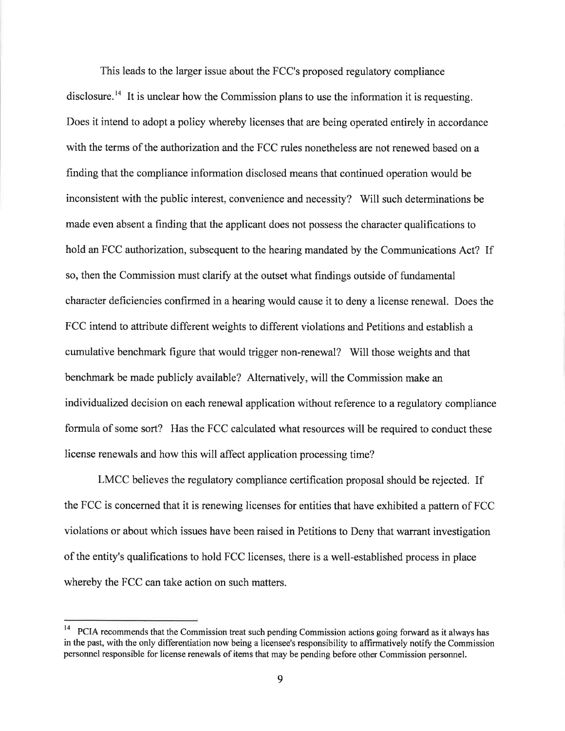This leads to the larger issue about the FCC's proposed regulatory compliance disclosure.[14] It is unclear how the Commission plans to use the information it is requesting. Does it intend to adopt a policy whereby licenses that are being operated entirely in accordance with the terms of the authorization and the FCC rules nonetheless are not renewed based on a finding that the compliance information disclosed means that continued operation would be inconsistent with the public interest, convenience and necessity? Will such determinations be made even absent a finding that the applicant does not possess the character qualifications to hold an FCC authorization, subsequent to the hearing mandated by the Communications Act? If so, then the Commission must clarify at the outset what findings outside of fundamental character deficiencies confirmed in a hearing would cause it to deny a license renewal. Does the FCC intend to attribute different weights to different violations and Petitions and establish a cumulative benchmark figure that would trigger non-renewal? Will those weights and that benchmark be made publicly available? Alternatively, will the Commission make an individualized decision on each renewal application without reference to a regulatory compliance formula of some sort? Has the FCC calculated what resources will be required to conduct these license renewals and how this will affect application processing time?

LMCC believes the regulatory compliance certification proposal should be rejected. If the FCC is concerned that it is renewing licenses for entities that have exhibited a pattern of FCC violations or about which issues have been raised in Petitions to Deny that warrant investigation of the entity's qualifications to hold FCC licenses, there is a well-established process in place whereby the FCC can take action on such matters.

---

[14] PCIA recommends that the Commission treat such pending Commission actions going forward as it always has in the past, with the only differentiation now being a licensee's responsibility to affirmatively notify the Commission personnel responsible for license renewals of items that may be pending before other Commission personnel.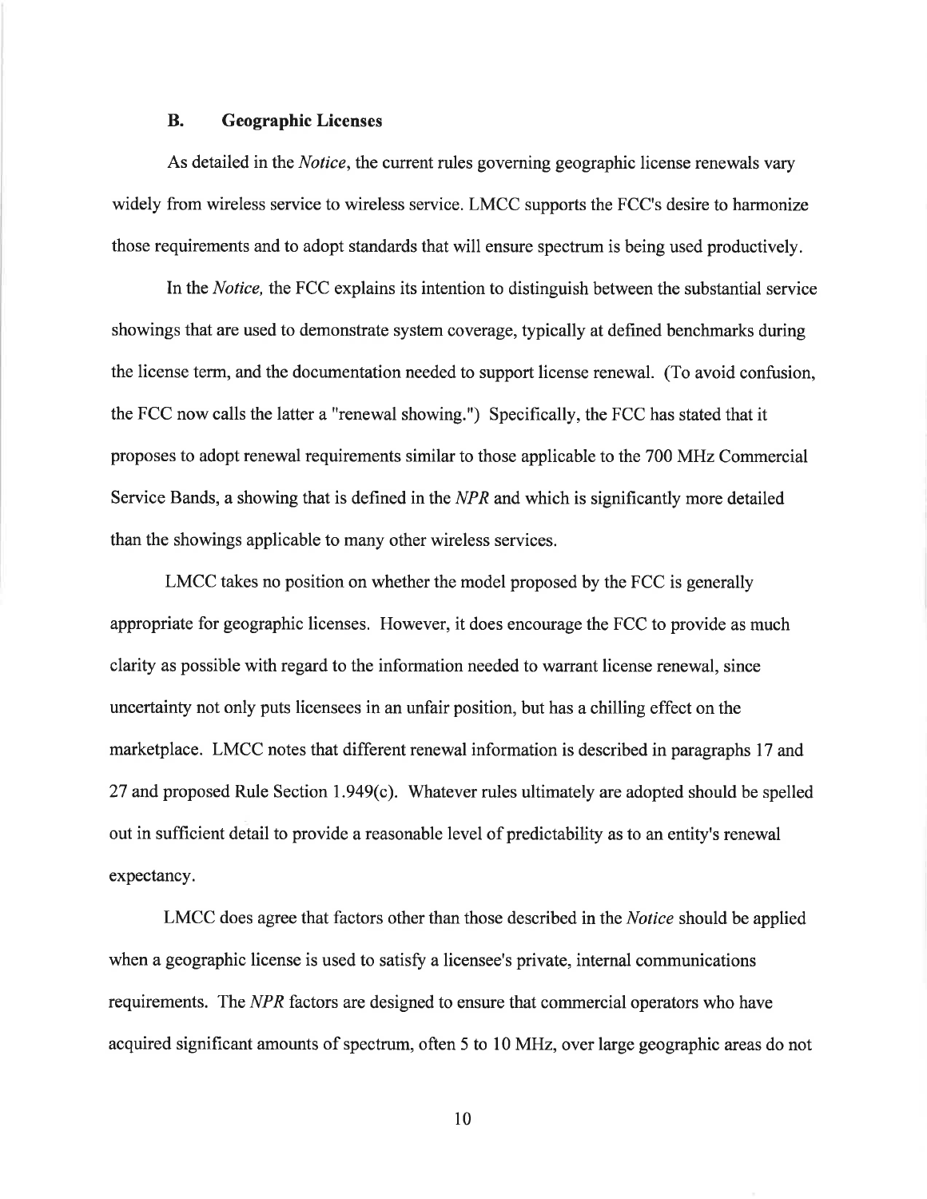### B. Geographic Licenses

As detailed in the *Notice*, the current rules governing geographic license renewals vary widely from wireless service to wireless service. LMCC supports the FCC's desire to harmonize those requirements and to adopt standards that will ensure spectrum is being used productively.

In the *Notice,* the FCC explains its intention to distinguish between the substantial service showings that are used to demonstrate system coverage, typically at defined benchmarks during the license term, and the documentation needed to support license renewal. (To avoid confusion, the FCC now calls the latter a "renewal showing.") Specifically, the FCC has stated that it proposes to adopt renewal requirements similar to those applicable to the 700 MHz Commercial Service Bands, a showing that is defined in the *NPR* and which is significantly more detailed than the showings applicable to many other wireless services.

LMCC takes no position on whether the model proposed by the FCC is generally appropriate for geographic licenses. However, it does encourage the FCC to provide as much clarity as possible with regard to the information needed to warrant license renewal, since uncertainty not only puts licensees in an unfair position, but has a chilling effect on the marketplace. LMCC notes that different renewal information is described in paragraphs 17 and 27 and proposed Rule Section 1.949(c). Whatever rules ultimately are adopted should be spelled out in sufficient detail to provide a reasonable level of predictability as to an entity's renewal expectancy.

LMCC does agree that factors other than those described in the *Notice* should be applied when a geographic license is used to satisfy a licensee's private, internal communications requirements. The *NPR* factors are designed to ensure that commercial operators who have acquired significant amounts of spectrum, often 5 to 10 MHz, over large geographic areas do not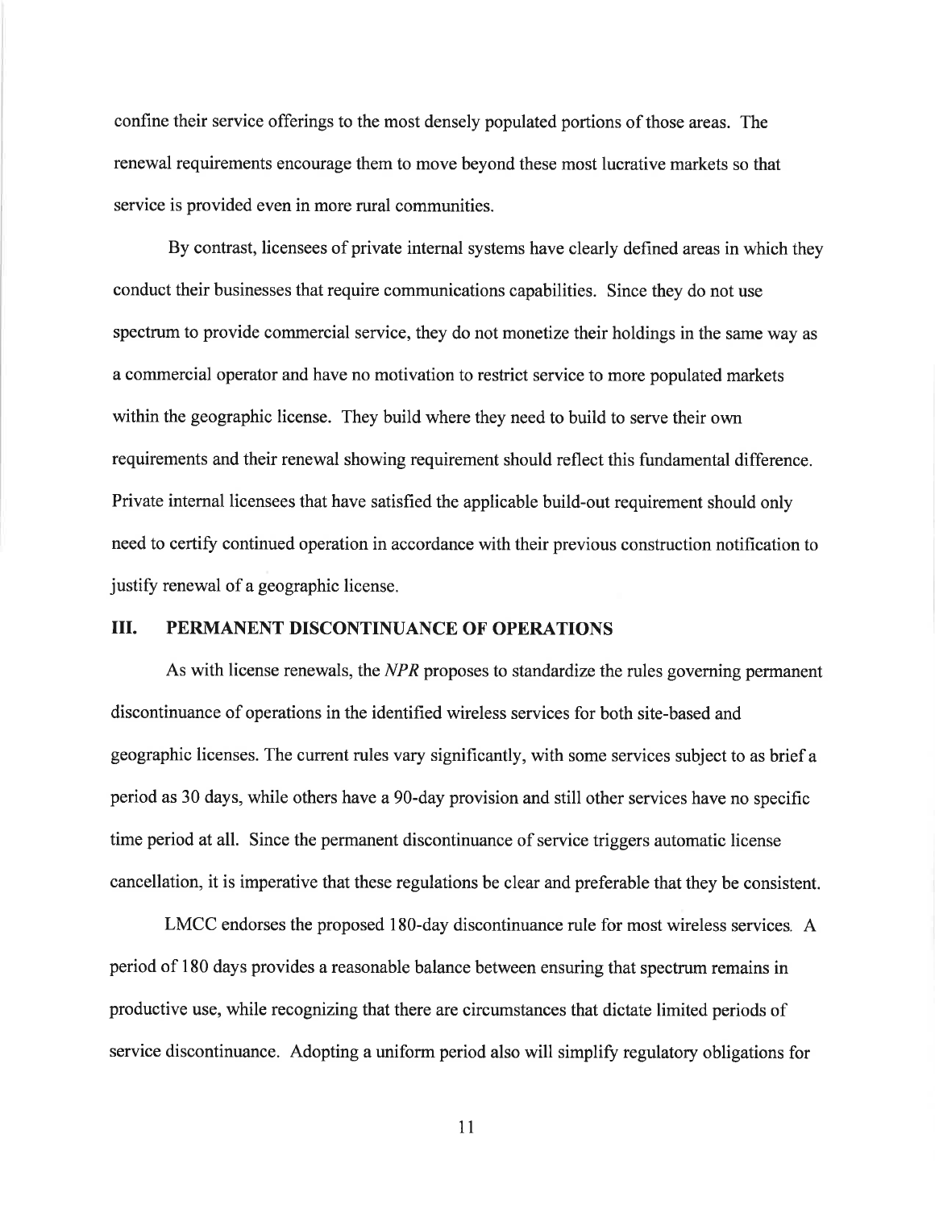confine their service offerings to the most densely populated portions of those areas. The renewal requirements encourage them to move beyond these most lucrative markets so that service is provided even in more rural communities.

By contrast, licensees of private internal systems have clearly defined areas in which they conduct their businesses that require communications capabilities. Since they do not use spectrum to provide commercial service, they do not monetize their holdings in the same way as a commercial operator and have no motivation to restrict service to more populated markets within the geographic license. They build where they need to build to serve their own requirements and their renewal showing requirement should reflect this fundamental difference. Private internal licensees that have satisfied the applicable build-out requirement should only need to certify continued operation in accordance with their previous construction notification to justify renewal of a geographic license.

## III. PERMANENT DISCONTINUANCE OF OPERATIONS

As with license renewals, the *NPR* proposes to standardize the rules governing permanent discontinuance of operations in the identified wireless services for both site-based and geographic licenses. The current rules vary significantly, with some services subject to as brief a period as 30 days, while others have a 90-day provision and still other services have no specific time period at all. Since the permanent discontinuance of service triggers automatic license cancellation, it is imperative that these regulations be clear and preferable that they be consistent.

LMCC endorses the proposed 180-day discontinuance rule for most wireless services. A period of 180 days provides a reasonable balance between ensuring that spectrum remains in productive use, while recognizing that there are circumstances that dictate limited periods of service discontinuance. Adopting a uniform period also will simplify regulatory obligations for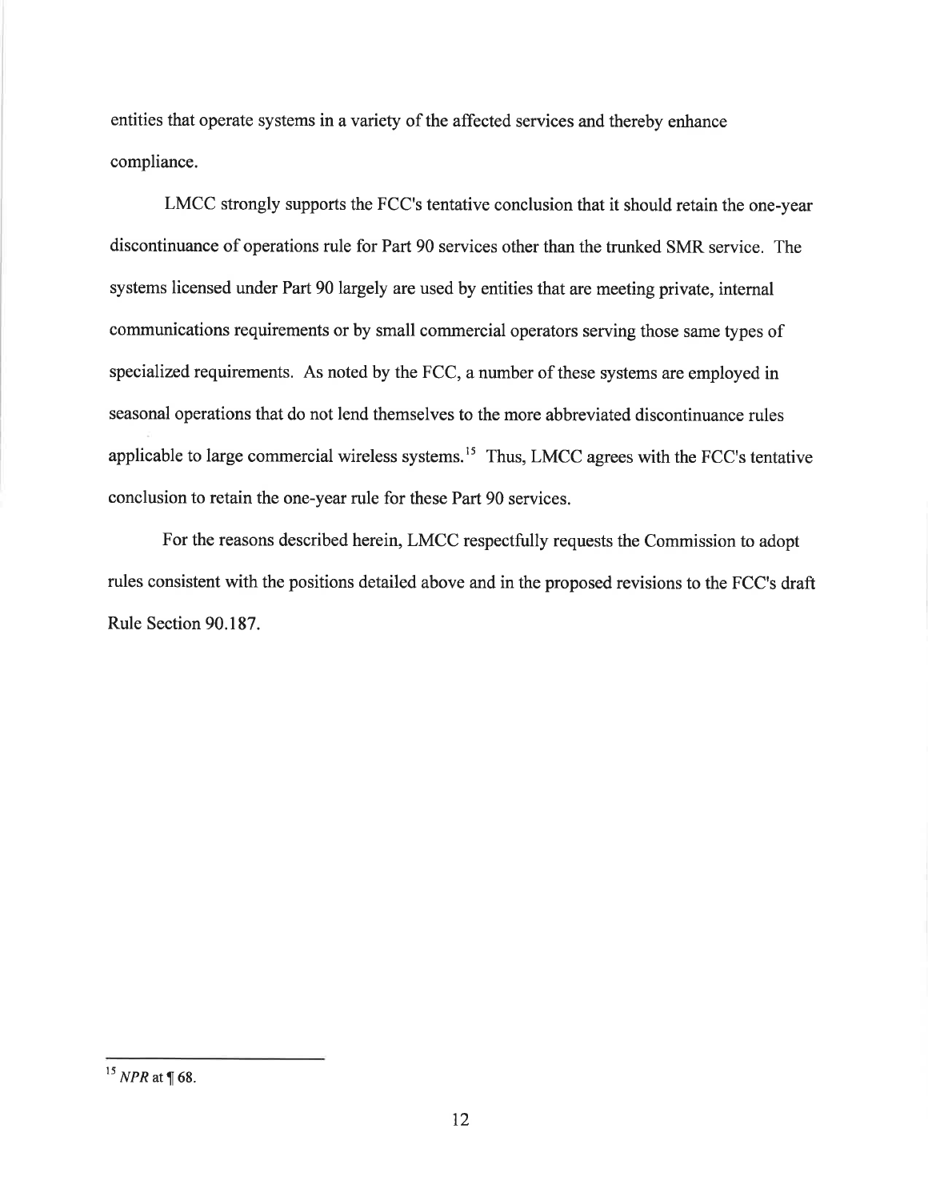entities that operate systems in a variety of the affected services and thereby enhance compliance.

LMCC strongly supports the FCC's tentative conclusion that it should retain the one-year discontinuance of operations rule for Part 90 services other than the trunked SMR service. The systems licensed under Part 90 largely are used by entities that are meeting private, internal communications requirements or by small commercial operators serving those same types of specialized requirements. As noted by the FCC, a number of these systems are employed in seasonal operations that do not lend themselves to the more abbreviated discontinuance rules applicable to large commercial wireless systems.[15] Thus, LMCC agrees with the FCC's tentative conclusion to retain the one-year rule for these Part 90 services.

For the reasons described herein, LMCC respectfully requests the Commission to adopt rules consistent with the positions detailed above and in the proposed revisions to the FCC's draft Rule Section 90.187.

---

[15] *NPR* at ¶ 68.